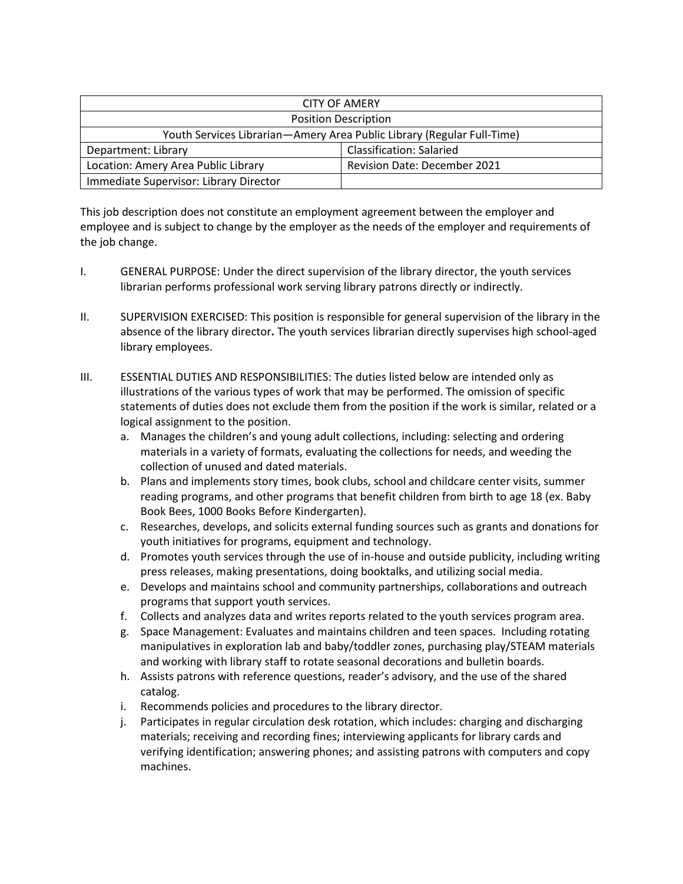| CITY OF AMERY | |
|---|---|
| Position Description | |
| Youth Services Librarian—Amery Area Public Library (Regular Full-Time) | |
| Department: Library | Classification: Salaried |
| Location: Amery Area Public Library | Revision Date: December 2021 |
| Immediate Supervisor: Library Director | |

This job description does not constitute an employment agreement between the employer and employee and is subject to change by the employer as the needs of the employer and requirements of the job change.

I. GENERAL PURPOSE: Under the direct supervision of the library director, the youth services librarian performs professional work serving library patrons directly or indirectly.

II. SUPERVISION EXERCISED: This position is responsible for general supervision of the library in the absence of the library director**.** The youth services librarian directly supervises high school-aged library employees.

III. ESSENTIAL DUTIES AND RESPONSIBILITIES: The duties listed below are intended only as illustrations of the various types of work that may be performed. The omission of specific statements of duties does not exclude them from the position if the work is similar, related or a logical assignment to the position.

   a. Manages the children's and young adult collections, including: selecting and ordering materials in a variety of formats, evaluating the collections for needs, and weeding the collection of unused and dated materials.
   b. Plans and implements story times, book clubs, school and childcare center visits, summer reading programs, and other programs that benefit children from birth to age 18 (ex. Baby Book Bees, 1000 Books Before Kindergarten).
   c. Researches, develops, and solicits external funding sources such as grants and donations for youth initiatives for programs, equipment and technology.
   d. Promotes youth services through the use of in-house and outside publicity, including writing press releases, making presentations, doing booktalks, and utilizing social media.
   e. Develops and maintains school and community partnerships, collaborations and outreach programs that support youth services.
   f. Collects and analyzes data and writes reports related to the youth services program area.
   g. Space Management: Evaluates and maintains children and teen spaces. Including rotating manipulatives in exploration lab and baby/toddler zones, purchasing play/STEAM materials and working with library staff to rotate seasonal decorations and bulletin boards.
   h. Assists patrons with reference questions, reader's advisory, and the use of the shared catalog.
   i. Recommends policies and procedures to the library director.
   j. Participates in regular circulation desk rotation, which includes: charging and discharging materials; receiving and recording fines; interviewing applicants for library cards and verifying identification; answering phones; and assisting patrons with computers and copy machines.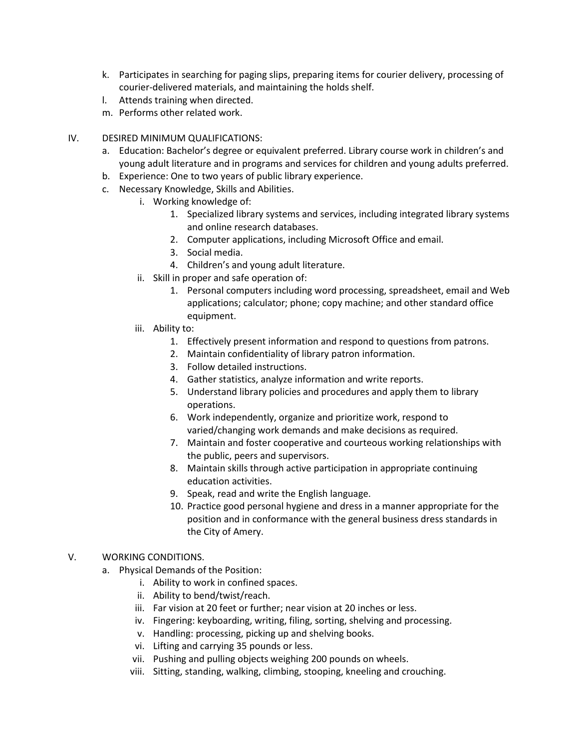k. Participates in searching for paging slips, preparing items for courier delivery, processing of courier-delivered materials, and maintaining the holds shelf.

l. Attends training when directed.

m. Performs other related work.

IV. DESIRED MINIMUM QUALIFICATIONS:

a. Education: Bachelor's degree or equivalent preferred. Library course work in children's and young adult literature and in programs and services for children and young adults preferred.

b. Experience: One to two years of public library experience.

c. Necessary Knowledge, Skills and Abilities.

  i. Working knowledge of:
    1. Specialized library systems and services, including integrated library systems and online research databases.
    2. Computer applications, including Microsoft Office and email.
    3. Social media.
    4. Children's and young adult literature.

  ii. Skill in proper and safe operation of:
    1. Personal computers including word processing, spreadsheet, email and Web applications; calculator; phone; copy machine; and other standard office equipment.

  iii. Ability to:
    1. Effectively present information and respond to questions from patrons.
    2. Maintain confidentiality of library patron information.
    3. Follow detailed instructions.
    4. Gather statistics, analyze information and write reports.
    5. Understand library policies and procedures and apply them to library operations.
    6. Work independently, organize and prioritize work, respond to varied/changing work demands and make decisions as required.
    7. Maintain and foster cooperative and courteous working relationships with the public, peers and supervisors.
    8. Maintain skills through active participation in appropriate continuing education activities.
    9. Speak, read and write the English language.
    10. Practice good personal hygiene and dress in a manner appropriate for the position and in conformance with the general business dress standards in the City of Amery.

V. WORKING CONDITIONS.

a. Physical Demands of the Position:

  i. Ability to work in confined spaces.
  ii. Ability to bend/twist/reach.
  iii. Far vision at 20 feet or further; near vision at 20 inches or less.
  iv. Fingering: keyboarding, writing, filing, sorting, shelving and processing.
  v. Handling: processing, picking up and shelving books.
  vi. Lifting and carrying 35 pounds or less.
  vii. Pushing and pulling objects weighing 200 pounds on wheels.
  viii. Sitting, standing, walking, climbing, stooping, kneeling and crouching.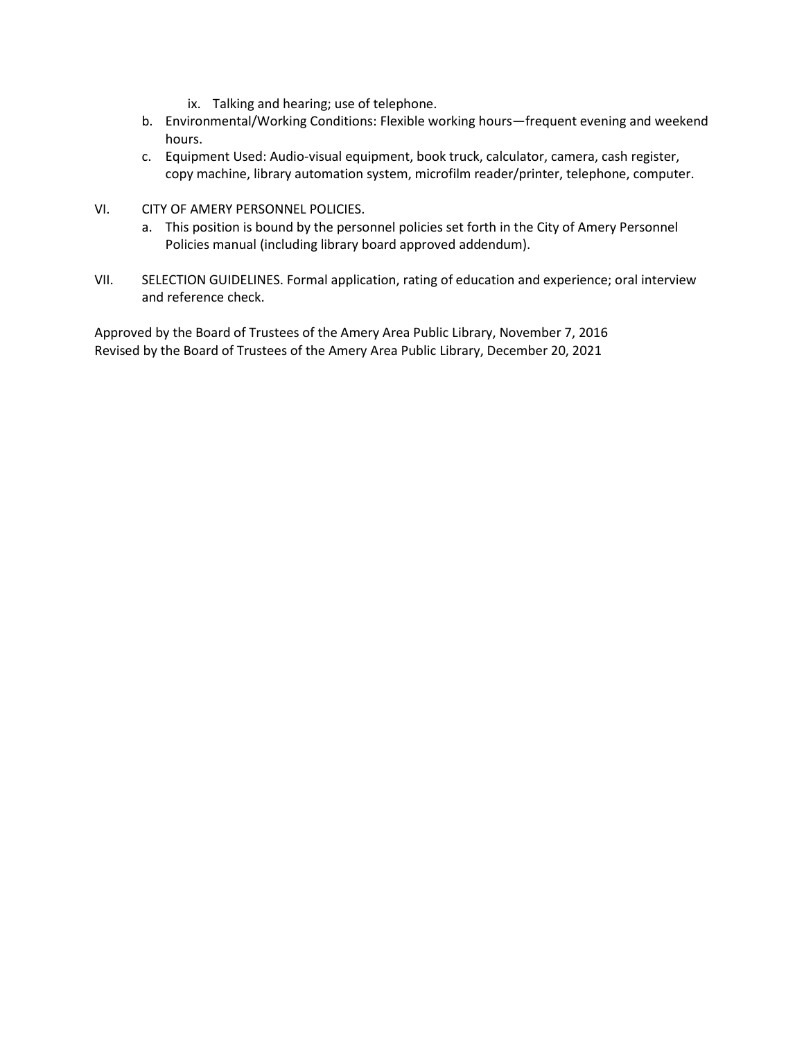ix. Talking and hearing; use of telephone.

b. Environmental/Working Conditions: Flexible working hours—frequent evening and weekend hours.
c. Equipment Used: Audio-visual equipment, book truck, calculator, camera, cash register, copy machine, library automation system, microfilm reader/printer, telephone, computer.

VI. CITY OF AMERY PERSONNEL POLICIES.

a. This position is bound by the personnel policies set forth in the City of Amery Personnel Policies manual (including library board approved addendum).

VII. SELECTION GUIDELINES. Formal application, rating of education and experience; oral interview and reference check.

Approved by the Board of Trustees of the Amery Area Public Library, November 7, 2016
Revised by the Board of Trustees of the Amery Area Public Library, December 20, 2021